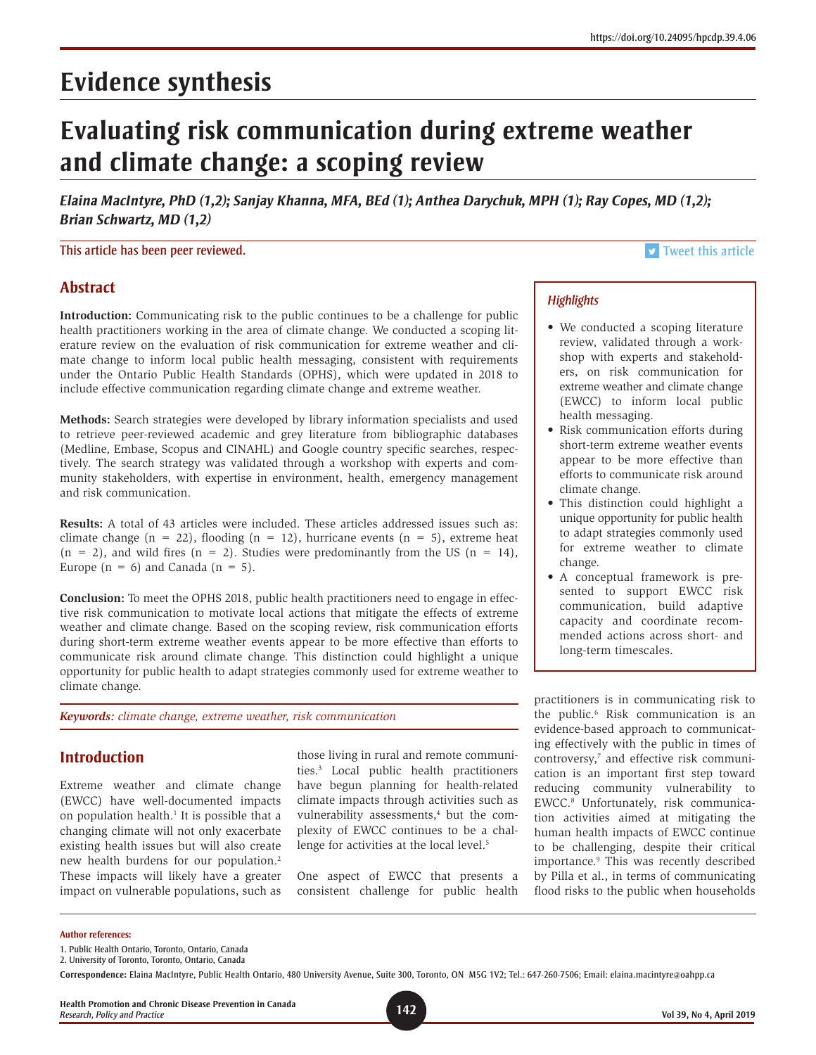# Evidence synthesis

# Evaluating risk communication during extreme weather and climate change: a scoping review

***Elaina MacIntyre, PhD (1,2); Sanjay Khanna, MFA, BEd (1); Anthea Darychuk, MPH (1); Ray Copes, MD (1,2); Brian Schwartz, MD (1,2)***

This article has been peer reviewed.

Tweet this article

## Abstract

**Introduction:** Communicating risk to the public continues to be a challenge for public health practitioners working in the area of climate change. We conducted a scoping literature review on the evaluation of risk communication for extreme weather and climate change to inform local public health messaging, consistent with requirements under the Ontario Public Health Standards (OPHS), which were updated in 2018 to include effective communication regarding climate change and extreme weather.

**Methods:** Search strategies were developed by library information specialists and used to retrieve peer-reviewed academic and grey literature from bibliographic databases (Medline, Embase, Scopus and CINAHL) and Google country specific searches, respectively. The search strategy was validated through a workshop with experts and community stakeholders, with expertise in environment, health, emergency management and risk communication.

**Results:** A total of 43 articles were included. These articles addressed issues such as: climate change (n = 22), flooding (n = 12), hurricane events (n = 5), extreme heat (n = 2), and wild fires (n = 2). Studies were predominantly from the US (n = 14), Europe (n = 6) and Canada (n = 5).

**Conclusion:** To meet the OPHS 2018, public health practitioners need to engage in effective risk communication to motivate local actions that mitigate the effects of extreme weather and climate change. Based on the scoping review, risk communication efforts during short-term extreme weather events appear to be more effective than efforts to communicate risk around climate change. This distinction could highlight a unique opportunity for public health to adapt strategies commonly used for extreme weather to climate change.

***Keywords:*** *climate change, extreme weather, risk communication*

### *Highlights*

- We conducted a scoping literature review, validated through a workshop with experts and stakeholders, on risk communication for extreme weather and climate change (EWCC) to inform local public health messaging.
- Risk communication efforts during short-term extreme weather events appear to be more effective than efforts to communicate risk around climate change.
- This distinction could highlight a unique opportunity for public health to adapt strategies commonly used for extreme weather to climate change.
- A conceptual framework is presented to support EWCC risk communication, build adaptive capacity and coordinate recommended actions across short- and long-term timescales.

## Introduction

Extreme weather and climate change (EWCC) have well-documented impacts on population health.[1] It is possible that a changing climate will not only exacerbate existing health issues but will also create new health burdens for our population.[2] These impacts will likely have a greater impact on vulnerable populations, such as those living in rural and remote communities.[3] Local public health practitioners have begun planning for health-related climate impacts through activities such as vulnerability assessments,[4] but the complexity of EWCC continues to be a challenge for activities at the local level.[5]

One aspect of EWCC that presents a consistent challenge for public health practitioners is in communicating risk to the public.[6] Risk communication is an evidence-based approach to communicating effectively with the public in times of controversy,[7] and effective risk communication is an important first step toward reducing community vulnerability to EWCC.[8] Unfortunately, risk communication activities aimed at mitigating the human health impacts of EWCC continue to be challenging, despite their critical importance.[9] This was recently described by Pilla et al., in terms of communicating flood risks to the public when households

**Author references:**

1. Public Health Ontario, Toronto, Ontario, Canada
2. University of Toronto, Toronto, Ontario, Canada

**Correspondence:** Elaina MacIntyre, Public Health Ontario, 480 University Avenue, Suite 300, Toronto, ON M5G 1V2; Tel.: 647-260-7506; Email: elaina.macintyre@oahpp.ca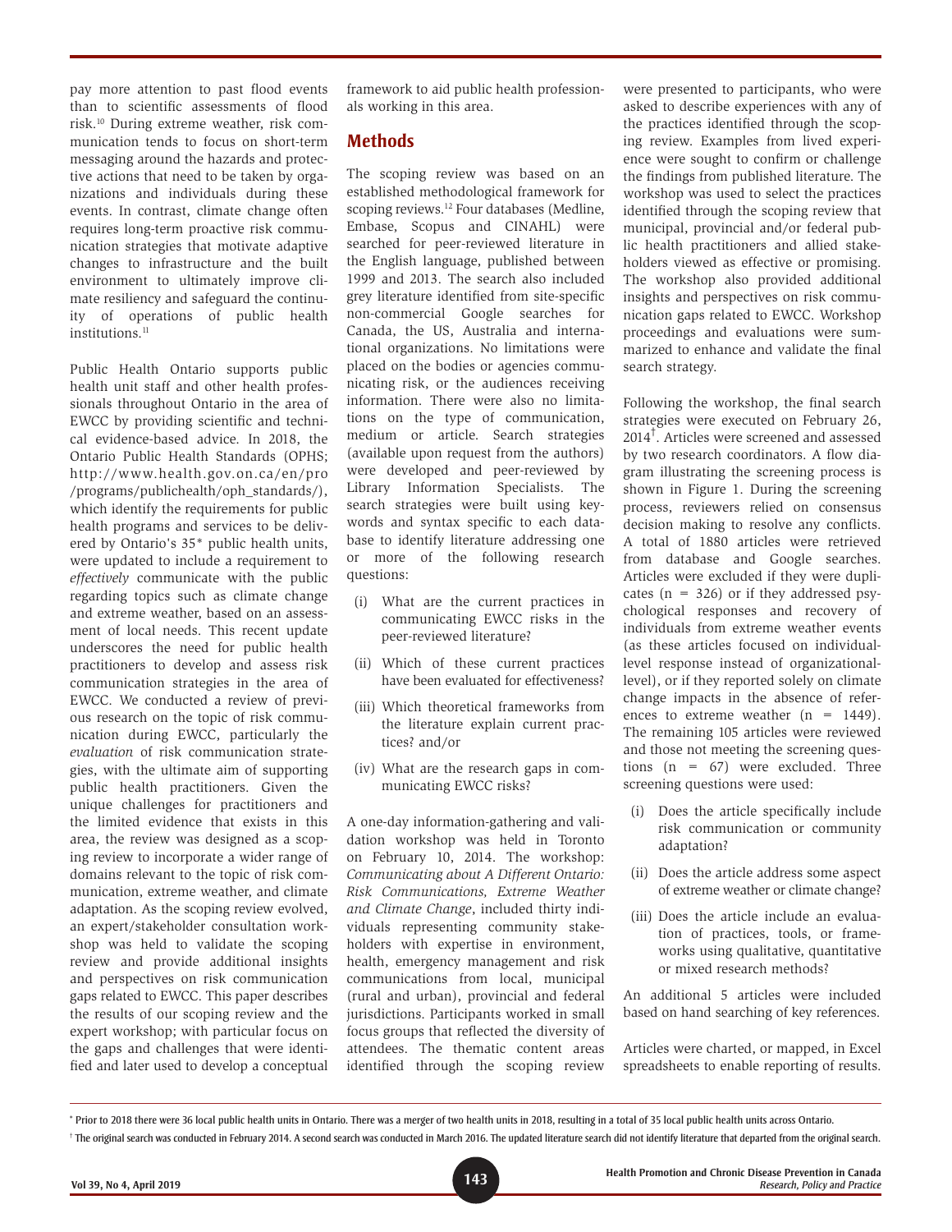pay more attention to past flood events than to scientific assessments of flood risk.[10] During extreme weather, risk communication tends to focus on short-term messaging around the hazards and protective actions that need to be taken by organizations and individuals during these events. In contrast, climate change often requires long-term proactive risk communication strategies that motivate adaptive changes to infrastructure and the built environment to ultimately improve climate resiliency and safeguard the continuity of operations of public health institutions.[11]

Public Health Ontario supports public health unit staff and other health professionals throughout Ontario in the area of EWCC by providing scientific and technical evidence-based advice. In 2018, the Ontario Public Health Standards (OPHS; http://www.health.gov.on.ca/en/pro/programs/publichealth/oph_standards/), which identify the requirements for public health programs and services to be delivered by Ontario's 35* public health units, were updated to include a requirement to *effectively* communicate with the public regarding topics such as climate change and extreme weather, based on an assessment of local needs. This recent update underscores the need for public health practitioners to develop and assess risk communication strategies in the area of EWCC. We conducted a review of previous research on the topic of risk communication during EWCC, particularly the *evaluation* of risk communication strategies, with the ultimate aim of supporting public health practitioners. Given the unique challenges for practitioners and the limited evidence that exists in this area, the review was designed as a scoping review to incorporate a wider range of domains relevant to the topic of risk communication, extreme weather, and climate adaptation. As the scoping review evolved, an expert/stakeholder consultation workshop was held to validate the scoping review and provide additional insights and perspectives on risk communication gaps related to EWCC. This paper describes the results of our scoping review and the expert workshop; with particular focus on the gaps and challenges that were identified and later used to develop a conceptual framework to aid public health professionals working in this area.

## Methods

The scoping review was based on an established methodological framework for scoping reviews.[12] Four databases (Medline, Embase, Scopus and CINAHL) were searched for peer-reviewed literature in the English language, published between 1999 and 2013. The search also included grey literature identified from site-specific non-commercial Google searches for Canada, the US, Australia and international organizations. No limitations were placed on the bodies or agencies communicating risk, or the audiences receiving information. There were also no limitations on the type of communication, medium or article. Search strategies (available upon request from the authors) were developed and peer-reviewed by Library Information Specialists. The search strategies were built using keywords and syntax specific to each database to identify literature addressing one or more of the following research questions:

(i) What are the current practices in communicating EWCC risks in the peer-reviewed literature?

(ii) Which of these current practices have been evaluated for effectiveness?

(iii) Which theoretical frameworks from the literature explain current practices? and/or

(iv) What are the research gaps in communicating EWCC risks?

A one-day information-gathering and validation workshop was held in Toronto on February 10, 2014. The workshop: *Communicating about A Different Ontario: Risk Communications, Extreme Weather and Climate Change*, included thirty individuals representing community stakeholders with expertise in environment, health, emergency management and risk communications from local, municipal (rural and urban), provincial and federal jurisdictions. Participants worked in small focus groups that reflected the diversity of attendees. The thematic content areas identified through the scoping review were presented to participants, who were asked to describe experiences with any of the practices identified through the scoping review. Examples from lived experience were sought to confirm or challenge the findings from published literature. The workshop was used to select the practices identified through the scoping review that municipal, provincial and/or federal public health practitioners and allied stakeholders viewed as effective or promising. The workshop also provided additional insights and perspectives on risk communication gaps related to EWCC. Workshop proceedings and evaluations were summarized to enhance and validate the final search strategy.

Following the workshop, the final search strategies were executed on February 26, 2014†. Articles were screened and assessed by two research coordinators. A flow diagram illustrating the screening process is shown in Figure 1. During the screening process, reviewers relied on consensus decision making to resolve any conflicts. A total of 1880 articles were retrieved from database and Google searches. Articles were excluded if they were duplicates (n = 326) or if they addressed psychological responses and recovery of individuals from extreme weather events (as these articles focused on individual-level response instead of organizational-level), or if they reported solely on climate change impacts in the absence of references to extreme weather (n = 1449). The remaining 105 articles were reviewed and those not meeting the screening questions (n = 67) were excluded. Three screening questions were used:

(i) Does the article specifically include risk communication or community adaptation?

(ii) Does the article address some aspect of extreme weather or climate change?

(iii) Does the article include an evaluation of practices, tools, or frameworks using qualitative, quantitative or mixed research methods?

An additional 5 articles were included based on hand searching of key references.

Articles were charted, or mapped, in Excel spreadsheets to enable reporting of results.

---

\* Prior to 2018 there were 36 local public health units in Ontario. There was a merger of two health units in 2018, resulting in a total of 35 local public health units across Ontario.

† The original search was conducted in February 2014. A second search was conducted in March 2016. The updated literature search did not identify literature that departed from the original search.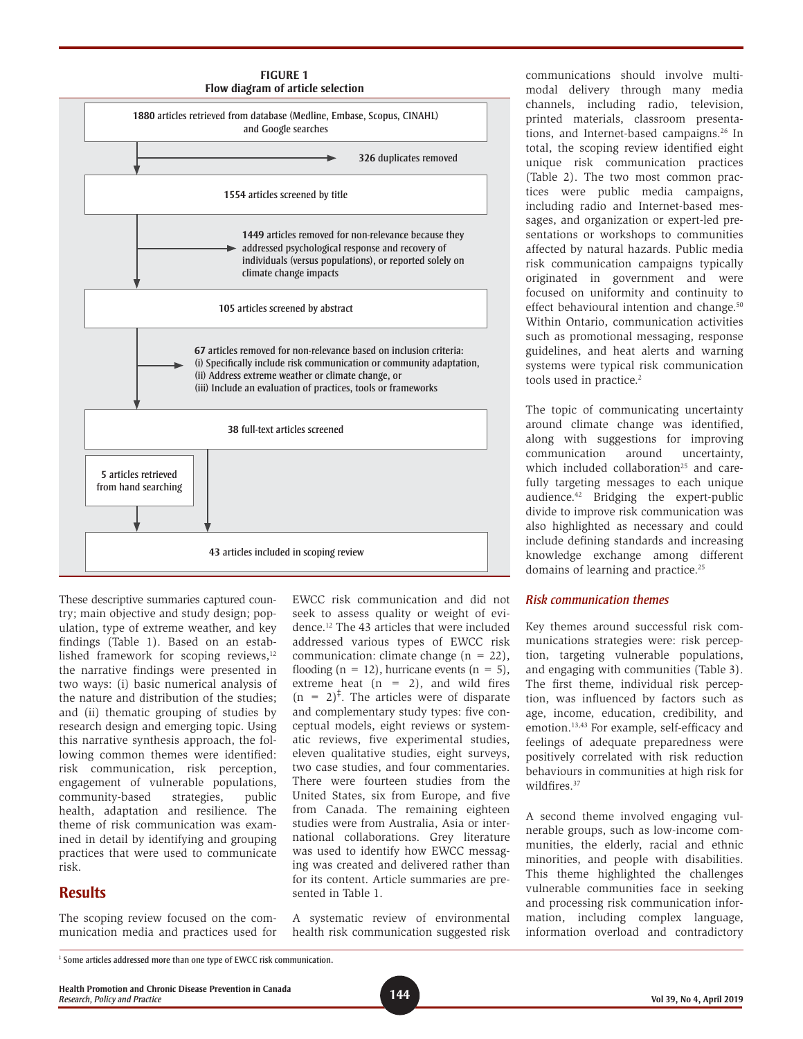**FIGURE 1**
**Flow diagram of article selection**

**1880** articles retrieved from database (Medline, Embase, Scopus, CINAHL) and Google searches

→ **326** duplicates removed

**1554** articles screened by title

→ **1449** articles removed for non-relevance because they addressed psychological response and recovery of individuals (versus populations), or reported solely on climate change impacts

**105** articles screened by abstract

→ **67** articles removed for non-relevance based on inclusion criteria: (i) Specifically include risk communication or community adaptation, (ii) Address extreme weather or climate change, or (iii) Include an evaluation of practices, tools or frameworks

**38** full-text articles screened

**5** articles retrieved from hand searching

**43** articles included in scoping review

These descriptive summaries captured country; main objective and study design; population, type of extreme weather, and key findings (Table 1). Based on an established framework for scoping reviews,[12] the narrative findings were presented in two ways: (i) basic numerical analysis of the nature and distribution of the studies; and (ii) thematic grouping of studies by research design and emerging topic. Using this narrative synthesis approach, the following common themes were identified: risk communication, risk perception, engagement of vulnerable populations, community-based strategies, public health, adaptation and resilience. The theme of risk communication was examined in detail by identifying and grouping practices that were used to communicate risk.

## Results

The scoping review focused on the communication media and practices used for EWCC risk communication and did not seek to assess quality or weight of evidence.[12] The 43 articles that were included addressed various types of EWCC risk communication: climate change (n = 22), flooding (n = 12), hurricane events (n = 5), extreme heat (n = 2), and wild fires (n = 2)[‡]. The articles were of disparate and complementary study types: five conceptual models, eight reviews or systematic reviews, five experimental studies, eleven qualitative studies, eight surveys, two case studies, and four commentaries. There were fourteen studies from the United States, six from Europe, and five from Canada. The remaining eighteen studies were from Australia, Asia or international collaborations. Grey literature was used to identify how EWCC messaging was created and delivered rather than for its content. Article summaries are presented in Table 1.

A systematic review of environmental health risk communication suggested risk communications should involve multi-modal delivery through many media channels, including radio, television, printed materials, classroom presentations, and Internet-based campaigns.[26] In total, the scoping review identified eight unique risk communication practices (Table 2). The two most common practices were public media campaigns, including radio and Internet-based messages, and organization or expert-led presentations or workshops to communities affected by natural hazards. Public media risk communication campaigns typically originated in government and were focused on uniformity and continuity to effect behavioural intention and change.[50] Within Ontario, communication activities such as promotional messaging, response guidelines, and heat alerts and warning systems were typical risk communication tools used in practice.[2]

The topic of communicating uncertainty around climate change was identified, along with suggestions for improving communication around uncertainty, which included collaboration[25] and carefully targeting messages to each unique audience.[42] Bridging the expert-public divide to improve risk communication was also highlighted as necessary and could include defining standards and increasing knowledge exchange among different domains of learning and practice.[25]

### *Risk communication themes*

Key themes around successful risk communications strategies were: risk perception, targeting vulnerable populations, and engaging with communities (Table 3). The first theme, individual risk perception, was influenced by factors such as age, income, education, credibility, and emotion.[13,43] For example, self-efficacy and feelings of adequate preparedness were positively correlated with risk reduction behaviours in communities at high risk for wildfires.[37]

A second theme involved engaging vulnerable groups, such as low-income communities, the elderly, racial and ethnic minorities, and people with disabilities. This theme highlighted the challenges vulnerable communities face in seeking and processing risk communication information, including complex language, information overload and contradictory

‡ Some articles addressed more than one type of EWCC risk communication.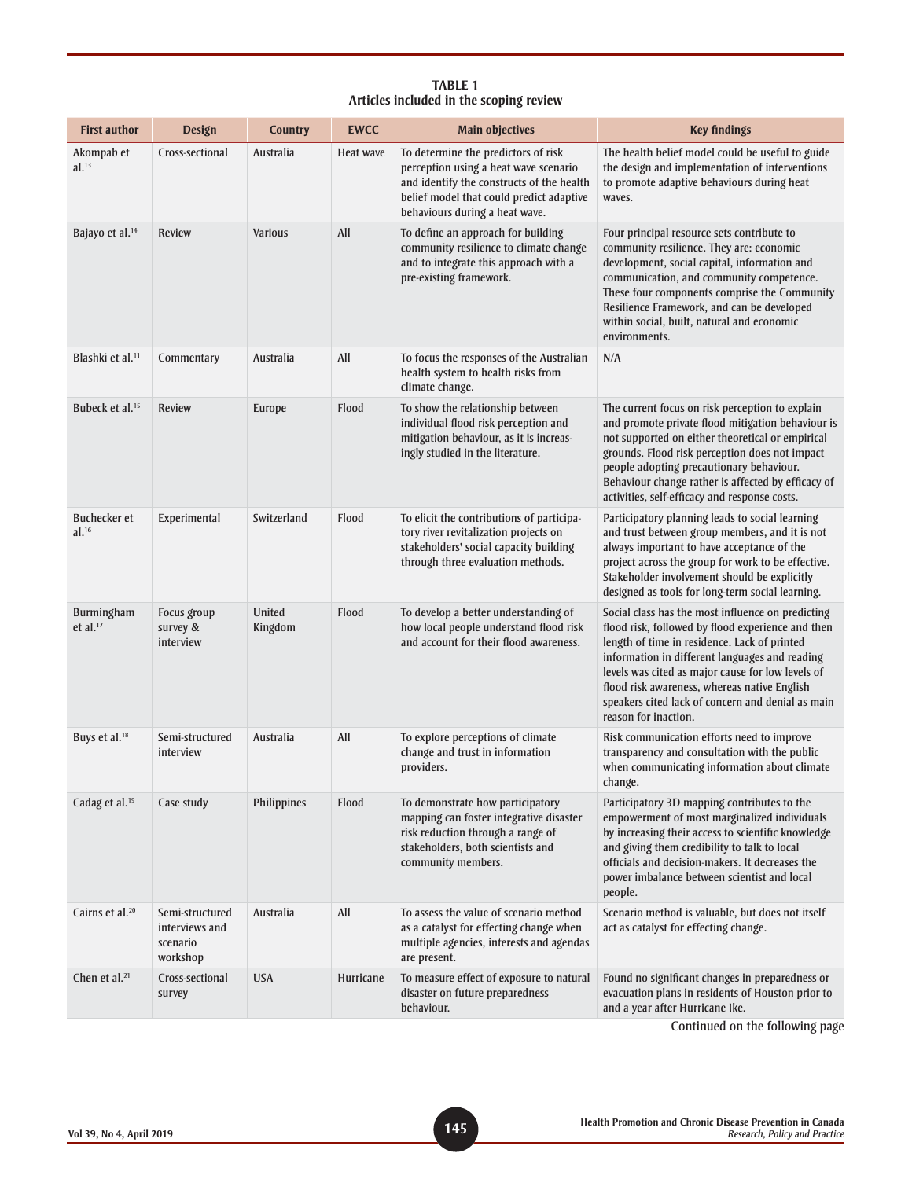**TABLE 1**
**Articles included in the scoping review**

| First author | Design | Country | EWCC | Main objectives | Key findings |
|---|---|---|---|---|---|
| Akompab et al.[13] | Cross-sectional | Australia | Heat wave | To determine the predictors of risk perception using a heat wave scenario and identify the constructs of the health belief model that could predict adaptive behaviours during a heat wave. | The health belief model could be useful to guide the design and implementation of interventions to promote adaptive behaviours during heat waves. |
| Bajayo et al.[14] | Review | Various | All | To define an approach for building community resilience to climate change and to integrate this approach with a pre-existing framework. | Four principal resource sets contribute to community resilience. They are: economic development, social capital, information and communication, and community competence. These four components comprise the Community Resilience Framework, and can be developed within social, built, natural and economic environments. |
| Blashki et al.[11] | Commentary | Australia | All | To focus the responses of the Australian health system to health risks from climate change. | N/A |
| Bubeck et al.[15] | Review | Europe | Flood | To show the relationship between individual flood risk perception and mitigation behaviour, as it is increasingly studied in the literature. | The current focus on risk perception to explain and promote private flood mitigation behaviour is not supported on either theoretical or empirical grounds. Flood risk perception does not impact people adopting precautionary behaviour. Behaviour change rather is affected by efficacy of activities, self-efficacy and response costs. |
| Buchecker et al.[16] | Experimental | Switzerland | Flood | To elicit the contributions of participatory river revitalization projects on stakeholders' social capacity building through three evaluation methods. | Participatory planning leads to social learning and trust between group members, and it is not always important to have acceptance of the project across the group for work to be effective. Stakeholder involvement should be explicitly designed as tools for long-term social learning. |
| Burmingham et al.[17] | Focus group survey & interview | United Kingdom | Flood | To develop a better understanding of how local people understand flood risk and account for their flood awareness. | Social class has the most influence on predicting flood risk, followed by flood experience and then length of time in residence. Lack of printed information in different languages and reading levels was cited as major cause for low levels of flood risk awareness, whereas native English speakers cited lack of concern and denial as main reason for inaction. |
| Buys et al.[18] | Semi-structured interview | Australia | All | To explore perceptions of climate change and trust in information providers. | Risk communication efforts need to improve transparency and consultation with the public when communicating information about climate change. |
| Cadag et al.[19] | Case study | Philippines | Flood | To demonstrate how participatory mapping can foster integrative disaster risk reduction through a range of stakeholders, both scientists and community members. | Participatory 3D mapping contributes to the empowerment of most marginalized individuals by increasing their access to scientific knowledge and giving them credibility to talk to local officials and decision-makers. It decreases the power imbalance between scientist and local people. |
| Cairns et al.[20] | Semi-structured interviews and scenario workshop | Australia | All | To assess the value of scenario method as a catalyst for effecting change when multiple agencies, interests and agendas are present. | Scenario method is valuable, but does not itself act as catalyst for effecting change. |
| Chen et al.[21] | Cross-sectional survey | USA | Hurricane | To measure effect of exposure to natural disaster on future preparedness behaviour. | Found no significant changes in preparedness or evacuation plans in residents of Houston prior to and a year after Hurricane Ike. |

Continued on the following page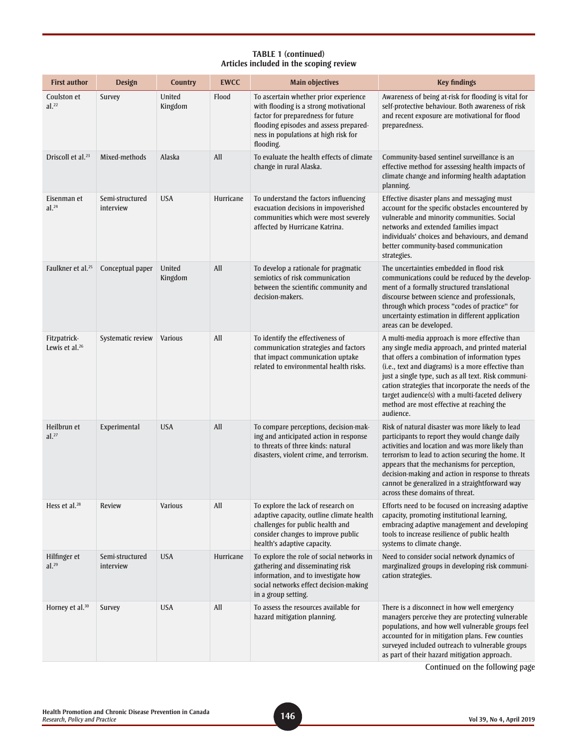**TABLE 1 (continued)**
**Articles included in the scoping review**

| First author | Design | Country | EWCC | Main objectives | Key findings |
|---|---|---|---|---|---|
| Coulston et al.[22] | Survey | United Kingdom | Flood | To ascertain whether prior experience with flooding is a strong motivational factor for preparedness for future flooding episodes and assess preparedness in populations at high risk for flooding. | Awareness of being at-risk for flooding is vital for self-protective behaviour. Both awareness of risk and recent exposure are motivational for flood preparedness. |
| Driscoll et al.[23] | Mixed-methods | Alaska | All | To evaluate the health effects of climate change in rural Alaska. | Community-based sentinel surveillance is an effective method for assessing health impacts of climate change and informing health adaptation planning. |
| Eisenman et al.[24] | Semi-structured interview | USA | Hurricane | To understand the factors influencing evacuation decisions in impoverished communities which were most severely affected by Hurricane Katrina. | Effective disaster plans and messaging must account for the specific obstacles encountered by vulnerable and minority communities. Social networks and extended families impact individuals' choices and behaviours, and demand better community-based communication strategies. |
| Faulkner et al.[25] | Conceptual paper | United Kingdom | All | To develop a rationale for pragmatic semiotics of risk communication between the scientific community and decision-makers. | The uncertainties embedded in flood risk communications could be reduced by the development of a formally structured translational discourse between science and professionals, through which process "codes of practice" for uncertainty estimation in different application areas can be developed. |
| Fitzpatrick-Lewis et al.[26] | Systematic review | Various | All | To identify the effectiveness of communication strategies and factors that impact communication uptake related to environmental health risks. | A multi-media approach is more effective than any single media approach, and printed material that offers a combination of information types (i.e., text and diagrams) is a more effective than just a single type, such as all text. Risk communication strategies that incorporate the needs of the target audience(s) with a multi-faceted delivery method are most effective at reaching the audience. |
| Heilbrun et al.[27] | Experimental | USA | All | To compare perceptions, decision-making and anticipated action in response to threats of three kinds: natural disasters, violent crime, and terrorism. | Risk of natural disaster was more likely to lead participants to report they would change daily activities and location and was more likely than terrorism to lead to action securing the home. It appears that the mechanisms for perception, decision-making and action in response to threats cannot be generalized in a straightforward way across these domains of threat. |
| Hess et al.[28] | Review | Various | All | To explore the lack of research on adaptive capacity, outline climate health challenges for public health and consider changes to improve public health's adaptive capacity. | Efforts need to be focused on increasing adaptive capacity, promoting institutional learning, embracing adaptive management and developing tools to increase resilience of public health systems to climate change. |
| Hilfinger et al.[29] | Semi-structured interview | USA | Hurricane | To explore the role of social networks in gathering and disseminating risk information, and to investigate how social networks effect decision-making in a group setting. | Need to consider social network dynamics of marginalized groups in developing risk communication strategies. |
| Horney et al.[30] | Survey | USA | All | To assess the resources available for hazard mitigation planning. | There is a disconnect in how well emergency managers perceive they are protecting vulnerable populations, and how well vulnerable groups feel accounted for in mitigation plans. Few counties surveyed included outreach to vulnerable groups as part of their hazard mitigation approach. |

Continued on the following page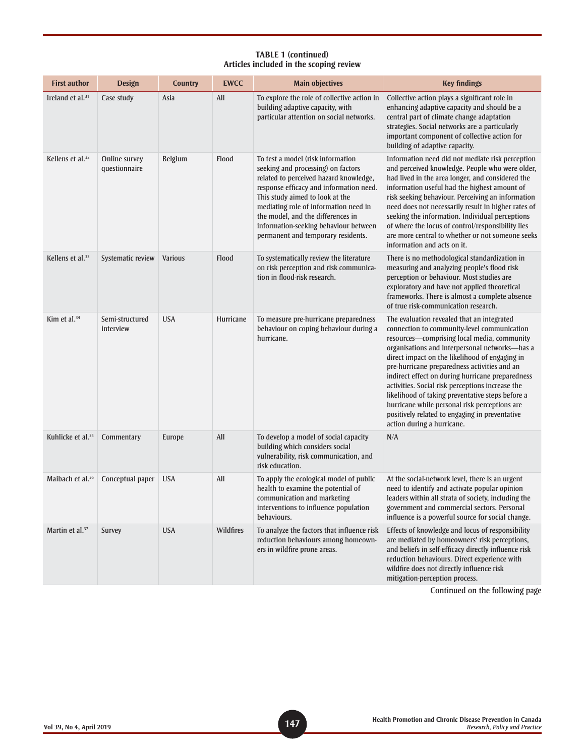**TABLE 1 (continued)**
**Articles included in the scoping review**

| First author | Design | Country | EWCC | Main objectives | Key findings |
|---|---|---|---|---|---|
| Ireland et al.[31] | Case study | Asia | All | To explore the role of collective action in building adaptive capacity, with particular attention on social networks. | Collective action plays a significant role in enhancing adaptive capacity and should be a central part of climate change adaptation strategies. Social networks are a particularly important component of collective action for building of adaptive capacity. |
| Kellens et al.[32] | Online survey questionnaire | Belgium | Flood | To test a model (risk information seeking and processing) on factors related to perceived hazard knowledge, response efficacy and information need. This study aimed to look at the mediating role of information need in the model, and the differences in information-seeking behaviour between permanent and temporary residents. | Information need did not mediate risk perception and perceived knowledge. People who were older, had lived in the area longer, and considered the information useful had the highest amount of risk seeking behaviour. Perceiving an information need does not necessarily result in higher rates of seeking the information. Individual perceptions of where the locus of control/responsibility lies are more central to whether or not someone seeks information and acts on it. |
| Kellens et al.[33] | Systematic review | Various | Flood | To systematically review the literature on risk perception and risk communication in flood-risk research. | There is no methodological standardization in measuring and analyzing people's flood risk perception or behaviour. Most studies are exploratory and have not applied theoretical frameworks. There is almost a complete absence of true risk-communication research. |
| Kim et al.[34] | Semi-structured interview | USA | Hurricane | To measure pre-hurricane preparedness behaviour on coping behaviour during a hurricane. | The evaluation revealed that an integrated connection to community-level communication resources—comprising local media, community organisations and interpersonal networks—has a direct impact on the likelihood of engaging in pre-hurricane preparedness activities and an indirect effect on during hurricane preparedness activities. Social risk perceptions increase the likelihood of taking preventative steps before a hurricane while personal risk perceptions are positively related to engaging in preventative action during a hurricane. |
| Kuhlicke et al.[35] | Commentary | Europe | All | To develop a model of social capacity building which considers social vulnerability, risk communication, and risk education. | N/A |
| Maibach et al.[36] | Conceptual paper | USA | All | To apply the ecological model of public health to examine the potential of communication and marketing interventions to influence population behaviours. | At the social-network level, there is an urgent need to identify and activate popular opinion leaders within all strata of society, including the government and commercial sectors. Personal influence is a powerful source for social change. |
| Martin et al.[37] | Survey | USA | Wildfires | To analyze the factors that influence risk reduction behaviours among homeowners in wildfire prone areas. | Effects of knowledge and locus of responsibility are mediated by homeowners' risk perceptions, and beliefs in self-efficacy directly influence risk reduction behaviours. Direct experience with wildfire does not directly influence risk mitigation-perception process. |

Continued on the following page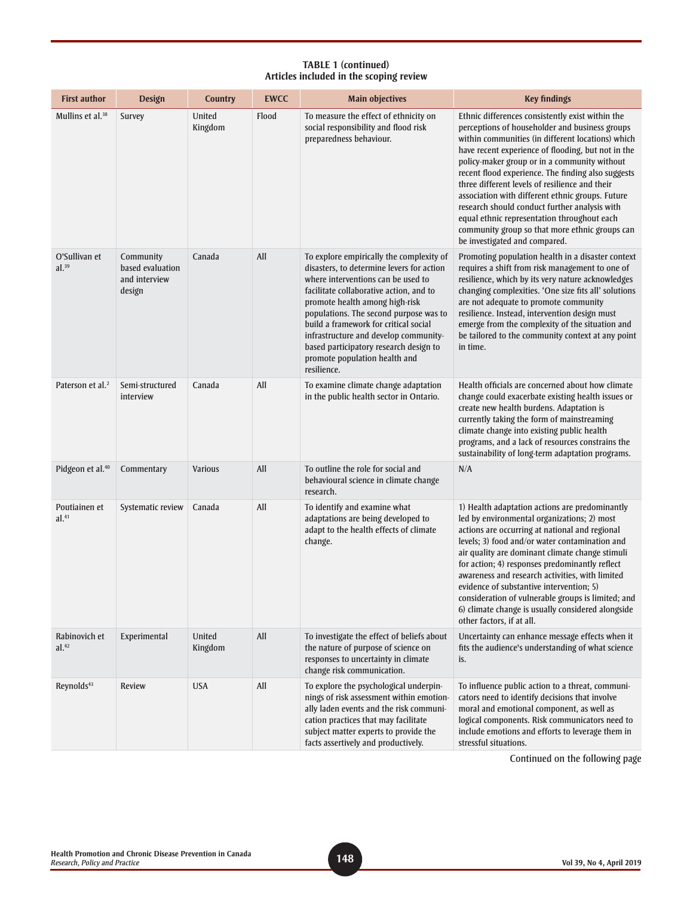**TABLE 1 (continued)**
**Articles included in the scoping review**

| First author | Design | Country | EWCC | Main objectives | Key findings |
|---|---|---|---|---|---|
| Mullins et al.[38] | Survey | United Kingdom | Flood | To measure the effect of ethnicity on social responsibility and flood risk preparedness behaviour. | Ethnic differences consistently exist within the perceptions of householder and business groups within communities (in different locations) which have recent experience of flooding, but not in the policy-maker group or in a community without recent flood experience. The finding also suggests three different levels of resilience and their association with different ethnic groups. Future research should conduct further analysis with equal ethnic representation throughout each community group so that more ethnic groups can be investigated and compared. |
| O'Sullivan et al.[39] | Community based evaluation and interview design | Canada | All | To explore empirically the complexity of disasters, to determine levers for action where interventions can be used to facilitate collaborative action, and to promote health among high-risk populations. The second purpose was to build a framework for critical social infrastructure and develop community-based participatory research design to promote population health and resilience. | Promoting population health in a disaster context requires a shift from risk management to one of resilience, which by its very nature acknowledges changing complexities. 'One size fits all' solutions are not adequate to promote community resilience. Instead, intervention design must emerge from the complexity of the situation and be tailored to the community context at any point in time. |
| Paterson et al.[2] | Semi-structured interview | Canada | All | To examine climate change adaptation in the public health sector in Ontario. | Health officials are concerned about how climate change could exacerbate existing health issues or create new health burdens. Adaptation is currently taking the form of mainstreaming climate change into existing public health programs, and a lack of resources constrains the sustainability of long-term adaptation programs. |
| Pidgeon et al.[40] | Commentary | Various | All | To outline the role for social and behavioural science in climate change research. | N/A |
| Poutiainen et al.[41] | Systematic review | Canada | All | To identify and examine what adaptations are being developed to adapt to the health effects of climate change. | 1) Health adaptation actions are predominantly led by environmental organizations; 2) most actions are occurring at national and regional levels; 3) food and/or water contamination and air quality are dominant climate change stimuli for action; 4) responses predominantly reflect awareness and research activities, with limited evidence of substantive intervention; 5) consideration of vulnerable groups is limited; and 6) climate change is usually considered alongside other factors, if at all. |
| Rabinovich et al.[42] | Experimental | United Kingdom | All | To investigate the effect of beliefs about the nature of purpose of science on responses to uncertainty in climate change risk communication. | Uncertainty can enhance message effects when it fits the audience's understanding of what science is. |
| Reynolds[43] | Review | USA | All | To explore the psychological underpinnings of risk assessment within emotionally laden events and the risk communication practices that may facilitate subject matter experts to provide the facts assertively and productively. | To influence public action to a threat, communicators need to identify decisions that involve moral and emotional component, as well as logical components. Risk communicators need to include emotions and efforts to leverage them in stressful situations. |

Continued on the following page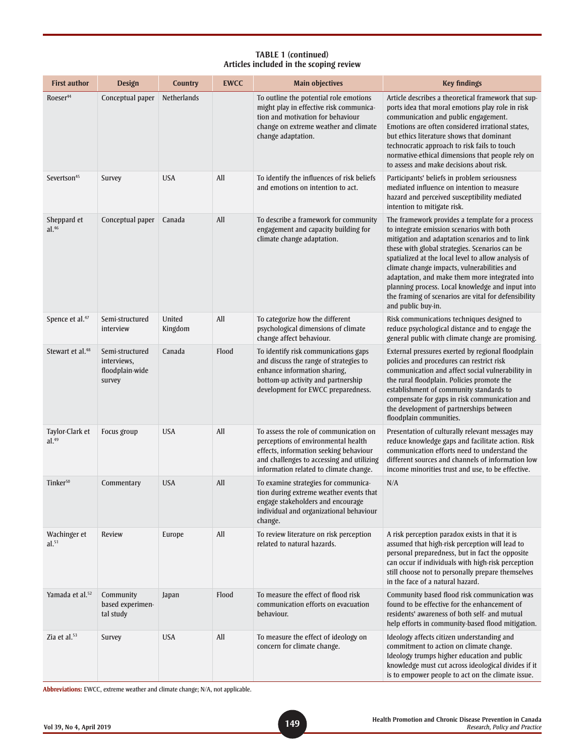**TABLE 1 (continued)**
**Articles included in the scoping review**

| First author | Design | Country | EWCC | Main objectives | Key findings |
|---|---|---|---|---|---|
| Roeser[44] | Conceptual paper | Netherlands | | To outline the potential role emotions might play in effective risk communication and motivation for behaviour change on extreme weather and climate change adaptation. | Article describes a theoretical framework that supports idea that moral emotions play role in risk communication and public engagement. Emotions are often considered irrational states, but ethics literature shows that dominant technocratic approach to risk fails to touch normative-ethical dimensions that people rely on to assess and make decisions about risk. |
| Severtson[45] | Survey | USA | All | To identify the influences of risk beliefs and emotions on intention to act. | Participants' beliefs in problem seriousness mediated influence on intention to measure hazard and perceived susceptibility mediated intention to mitigate risk. |
| Sheppard et al.[46] | Conceptual paper | Canada | All | To describe a framework for community engagement and capacity building for climate change adaptation. | The framework provides a template for a process to integrate emission scenarios with both mitigation and adaptation scenarios and to link these with global strategies. Scenarios can be spatialized at the local level to allow analysis of climate change impacts, vulnerabilities and adaptation, and make them more integrated into planning process. Local knowledge and input into the framing of scenarios are vital for defensibility and public buy-in. |
| Spence et al.[47] | Semi-structured interview | United Kingdom | All | To categorize how the different psychological dimensions of climate change affect behaviour. | Risk communications techniques designed to reduce psychological distance and to engage the general public with climate change are promising. |
| Stewart et al.[48] | Semi-structured interviews, floodplain-wide survey | Canada | Flood | To identify risk communications gaps and discuss the range of strategies to enhance information sharing, bottom-up activity and partnership development for EWCC preparedness. | External pressures exerted by regional floodplain policies and procedures can restrict risk communication and affect social vulnerability in the rural floodplain. Policies promote the establishment of community standards to compensate for gaps in risk communication and the development of partnerships between floodplain communities. |
| Taylor-Clark et al.[49] | Focus group | USA | All | To assess the role of communication on perceptions of environmental health effects, information seeking behaviour and challenges to accessing and utilizing information related to climate change. | Presentation of culturally relevant messages may reduce knowledge gaps and facilitate action. Risk communication efforts need to understand the different sources and channels of information low income minorities trust and use, to be effective. |
| Tinker[50] | Commentary | USA | All | To examine strategies for communication during extreme weather events that engage stakeholders and encourage individual and organizational behaviour change. | N/A |
| Wachinger et al.[51] | Review | Europe | All | To review literature on risk perception related to natural hazards. | A risk perception paradox exists in that it is assumed that high-risk perception will lead to personal preparedness, but in fact the opposite can occur if individuals with high-risk perception still choose not to personally prepare themselves in the face of a natural hazard. |
| Yamada et al.[52] | Community based experimental study | Japan | Flood | To measure the effect of flood risk communication efforts on evacuation behaviour. | Community based flood risk communication was found to be effective for the enhancement of residents' awareness of both self- and mutual help efforts in community-based flood mitigation. |
| Zia et al.[53] | Survey | USA | All | To measure the effect of ideology on concern for climate change. | Ideology affects citizen understanding and commitment to action on climate change. Ideology trumps higher education and public knowledge must cut across ideological divides if it is to empower people to act on the climate issue. |

**Abbreviations:** EWCC, extreme weather and climate change; N/A, not applicable.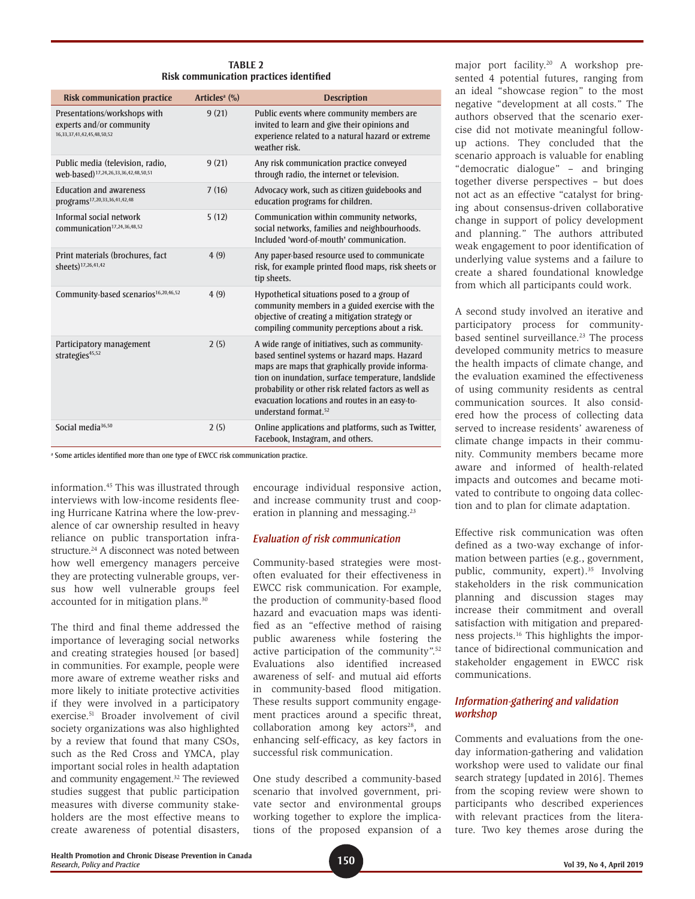**TABLE 2**
**Risk communication practices identified**

| Risk communication practice | Articles[a] (%) | Description |
|---|---|---|
| Presentations/workshops with experts and/or community[16,33,37,41,42,45,48,50,52] | 9 (21) | Public events where community members are invited to learn and give their opinions and experience related to a natural hazard or extreme weather risk. |
| Public media (television, radio, web-based)[17,24,26,33,36,42,48,50,51] | 9 (21) | Any risk communication practice conveyed through radio, the internet or television. |
| Education and awareness programs[17,20,33,36,41,42,48] | 7 (16) | Advocacy work, such as citizen guidebooks and education programs for children. |
| Informal social network communication[17,24,36,48,52] | 5 (12) | Communication within community networks, social networks, families and neighbourhoods. Included 'word-of-mouth' communication. |
| Print materials (brochures, fact sheets)[17,26,41,42] | 4 (9) | Any paper-based resource used to communicate risk, for example printed flood maps, risk sheets or tip sheets. |
| Community-based scenarios[16,20,46,52] | 4 (9) | Hypothetical situations posed to a group of community members in a guided exercise with the objective of creating a mitigation strategy or compiling community perceptions about a risk. |
| Participatory management strategies[45,52] | 2 (5) | A wide range of initiatives, such as community-based sentinel systems or hazard maps. Hazard maps are maps that graphically provide information on inundation, surface temperature, landslide probability or other risk related factors as well as evacuation locations and routes in an easy-to-understand format.[52] |
| Social media[36,50] | 2 (5) | Online applications and platforms, such as Twitter, Facebook, Instagram, and others. |

[a] Some articles identified more than one type of EWCC risk communication practice.

information.[45] This was illustrated through interviews with low-income residents fleeing Hurricane Katrina where the low-prevalence of car ownership resulted in heavy reliance on public transportation infrastructure.[24] A disconnect was noted between how well emergency managers perceive they are protecting vulnerable groups, versus how well vulnerable groups feel accounted for in mitigation plans.[30]

The third and final theme addressed the importance of leveraging social networks and creating strategies housed [or based] in communities. For example, people were more aware of extreme weather risks and more likely to initiate protective activities if they were involved in a participatory exercise.[51] Broader involvement of civil society organizations was also highlighted by a review that found that many CSOs, such as the Red Cross and YMCA, play important social roles in health adaptation and community engagement.[32] The reviewed studies suggest that public participation measures with diverse community stakeholders are the most effective means to create awareness of potential disasters, encourage individual responsive action, and increase community trust and cooperation in planning and messaging.[23]

### *Evaluation of risk communication*

Community-based strategies were most-often evaluated for their effectiveness in EWCC risk communication. For example, the production of community-based flood hazard and evacuation maps was identified as an "effective method of raising public awareness while fostering the active participation of the community".[52] Evaluations also identified increased awareness of self- and mutual aid efforts in community-based flood mitigation. These results support community engagement practices around a specific threat, collaboration among key actors[28], and enhancing self-efficacy, as key factors in successful risk communication.

One study described a community-based scenario that involved government, private sector and environmental groups working together to explore the implications of the proposed expansion of a major port facility.[20] A workshop presented 4 potential futures, ranging from an ideal "showcase region" to the most negative "development at all costs." The authors observed that the scenario exercise did not motivate meaningful follow-up actions. They concluded that the scenario approach is valuable for enabling "democratic dialogue" – and bringing together diverse perspectives – but does not act as an effective "catalyst for bringing about consensus-driven collaborative change in support of policy development and planning." The authors attributed weak engagement to poor identification of underlying value systems and a failure to create a shared foundational knowledge from which all participants could work.

A second study involved an iterative and participatory process for community-based sentinel surveillance.[23] The process developed community metrics to measure the health impacts of climate change, and the evaluation examined the effectiveness of using community residents as central communication sources. It also considered how the process of collecting data served to increase residents' awareness of climate change impacts in their community. Community members became more aware and informed of health-related impacts and outcomes and became motivated to contribute to ongoing data collection and to plan for climate adaptation.

Effective risk communication was often defined as a two-way exchange of information between parties (e.g., government, public, community, expert).[35] Involving stakeholders in the risk communication planning and discussion stages may increase their commitment and overall satisfaction with mitigation and preparedness projects.[16] This highlights the importance of bidirectional communication and stakeholder engagement in EWCC risk communications.

### *Information-gathering and validation workshop*

Comments and evaluations from the one-day information-gathering and validation workshop were used to validate our final search strategy [updated in 2016]. Themes from the scoping review were shown to participants who described experiences with relevant practices from the literature. Two key themes arose during the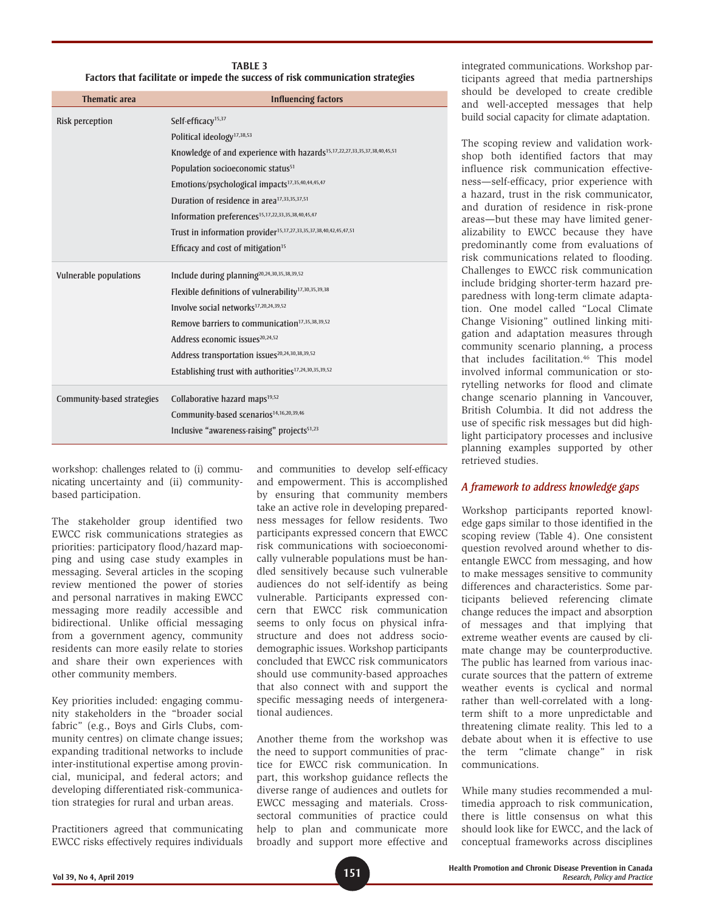**TABLE 3**
**Factors that facilitate or impede the success of risk communication strategies**

| Thematic area | Influencing factors |
|---|---|
| Risk perception | Self-efficacy[15,37] |
| | Political ideology[17,38,53] |
| | Knowledge of and experience with hazards[15,17,22,27,33,35,37,38,40,45,51] |
| | Population socioeconomic status[51] |
| | Emotions/psychological impacts[17,35,40,44,45,47] |
| | Duration of residence in area[17,33,35,37,51] |
| | Information preferences[15,17,22,33,35,38,40,45,47] |
| | Trust in information provider[15,17,27,33,35,37,38,40,42,45,47,51] |
| | Efficacy and cost of mitigation[15] |
| Vulnerable populations | Include during planning[20,24,30,35,38,39,52] |
| | Flexible definitions of vulnerability[17,30,35,39,38] |
| | Involve social networks[17,20,24,39,52] |
| | Remove barriers to communication[17,35,38,39,52] |
| | Address economic issues[20,24,52] |
| | Address transportation issues[20,24,30,38,39,52] |
| | Establishing trust with authorities[17,24,30,35,39,52] |
| Community-based strategies | Collaborative hazard maps[19,52] |
| | Community-based scenarios[14,16,20,39,46] |
| | Inclusive "awareness-raising" projects[51,23] |

workshop: challenges related to (i) communicating uncertainty and (ii) community-based participation.

The stakeholder group identified two EWCC risk communications strategies as priorities: participatory flood/hazard mapping and using case study examples in messaging. Several articles in the scoping review mentioned the power of stories and personal narratives in making EWCC messaging more readily accessible and bidirectional. Unlike official messaging from a government agency, community residents can more easily relate to stories and share their own experiences with other community members.

Key priorities included: engaging community stakeholders in the "broader social fabric" (e.g., Boys and Girls Clubs, community centres) on climate change issues; expanding traditional networks to include inter-institutional expertise among provincial, municipal, and federal actors; and developing differentiated risk-communication strategies for rural and urban areas.

Practitioners agreed that communicating EWCC risks effectively requires individuals and communities to develop self-efficacy and empowerment. This is accomplished by ensuring that community members take an active role in developing preparedness messages for fellow residents. Two participants expressed concern that EWCC risk communications with socioeconomically vulnerable populations must be handled sensitively because such vulnerable audiences do not self-identify as being vulnerable. Participants expressed concern that EWCC risk communication seems to only focus on physical infrastructure and does not address sociodemographic issues. Workshop participants concluded that EWCC risk communicators should use community-based approaches that also connect with and support the specific messaging needs of intergenerational audiences.

Another theme from the workshop was the need to support communities of practice for EWCC risk communication. In part, this workshop guidance reflects the diverse range of audiences and outlets for EWCC messaging and materials. Cross-sectoral communities of practice could help to plan and communicate more broadly and support more effective and integrated communications. Workshop participants agreed that media partnerships should be developed to create credible and well-accepted messages that help build social capacity for climate adaptation.

The scoping review and validation workshop both identified factors that may influence risk communication effectiveness—self-efficacy, prior experience with a hazard, trust in the risk communicator, and duration of residence in risk-prone areas—but these may have limited generalizability to EWCC because they have predominantly come from evaluations of risk communications related to flooding. Challenges to EWCC risk communication include bridging shorter-term hazard preparedness with long-term climate adaptation. One model called "Local Climate Change Visioning" outlined linking mitigation and adaptation measures through community scenario planning, a process that includes facilitation.[46] This model involved informal communication or storytelling networks for flood and climate change scenario planning in Vancouver, British Columbia. It did not address the use of specific risk messages but did highlight participatory processes and inclusive planning examples supported by other retrieved studies.

### *A framework to address knowledge gaps*

Workshop participants reported knowledge gaps similar to those identified in the scoping review (Table 4). One consistent question revolved around whether to disentangle EWCC from messaging, and how to make messages sensitive to community differences and characteristics. Some participants believed referencing climate change reduces the impact and absorption of messages and that implying that extreme weather events are caused by climate change may be counterproductive. The public has learned from various inaccurate sources that the pattern of extreme weather events is cyclical and normal rather than well-correlated with a long-term shift to a more unpredictable and threatening climate reality. This led to a debate about when it is effective to use the term "climate change" in risk communications.

While many studies recommended a multimedia approach to risk communication, there is little consensus on what this should look like for EWCC, and the lack of conceptual frameworks across disciplines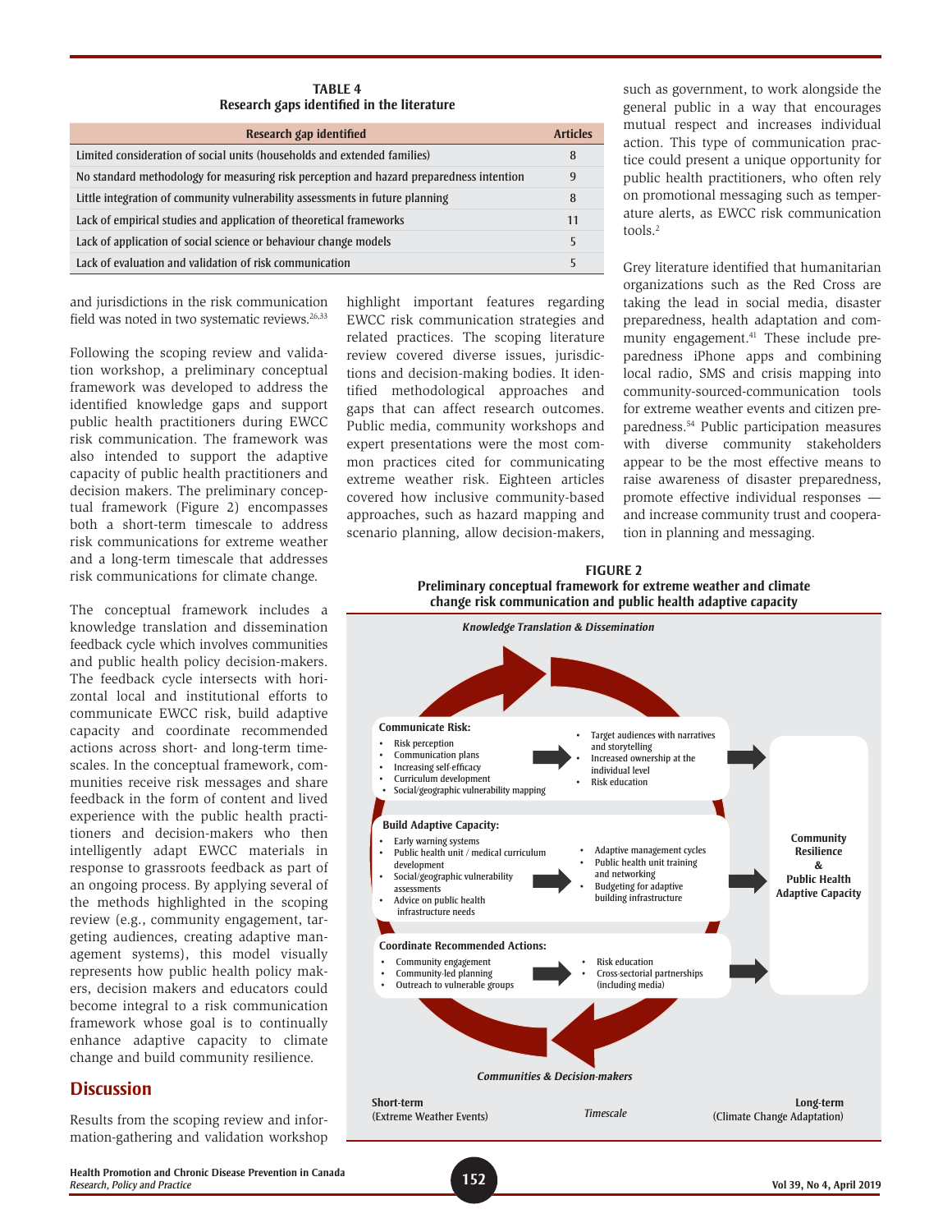**TABLE 4**
**Research gaps identified in the literature**

| Research gap identified | Articles |
|---|---|
| Limited consideration of social units (households and extended families) | 8 |
| No standard methodology for measuring risk perception and hazard preparedness intention | 9 |
| Little integration of community vulnerability assessments in future planning | 8 |
| Lack of empirical studies and application of theoretical frameworks | 11 |
| Lack of application of social science or behaviour change models | 5 |
| Lack of evaluation and validation of risk communication | 5 |

and jurisdictions in the risk communication field was noted in two systematic reviews.[26,33]

Following the scoping review and validation workshop, a preliminary conceptual framework was developed to address the identified knowledge gaps and support public health practitioners during EWCC risk communication. The framework was also intended to support the adaptive capacity of public health practitioners and decision makers. The preliminary conceptual framework (Figure 2) encompasses both a short-term timescale to address risk communications for extreme weather and a long-term timescale that addresses risk communications for climate change.

The conceptual framework includes a knowledge translation and dissemination feedback cycle which involves communities and public health policy decision-makers. The feedback cycle intersects with horizontal local and institutional efforts to communicate EWCC risk, build adaptive capacity and coordinate recommended actions across short- and long-term timescales. In the conceptual framework, communities receive risk messages and share feedback in the form of content and lived experience with the public health practitioners and decision-makers who then intelligently adapt EWCC materials in response to grassroots feedback as part of an ongoing process. By applying several of the methods highlighted in the scoping review (e.g., community engagement, targeting audiences, creating adaptive management systems), this model visually represents how public health policy makers, decision makers and educators could become integral to a risk communication framework whose goal is to continually enhance adaptive capacity to climate change and build community resilience.

## Discussion

Results from the scoping review and information-gathering and validation workshop highlight important features regarding EWCC risk communication strategies and related practices. The scoping literature review covered diverse issues, jurisdictions and decision-making bodies. It identified methodological approaches and gaps that can affect research outcomes. Public media, community workshops and expert presentations were the most common practices cited for communicating extreme weather risk. Eighteen articles covered how inclusive community-based approaches, such as hazard mapping and scenario planning, allow decision-makers, such as government, to work alongside the general public in a way that encourages mutual respect and increases individual action. This type of communication practice could present a unique opportunity for public health practitioners, who often rely on promotional messaging such as temperature alerts, as EWCC risk communication tools.[2]

Grey literature identified that humanitarian organizations such as the Red Cross are taking the lead in social media, disaster preparedness, health adaptation and community engagement.[41] These include preparedness iPhone apps and combining local radio, SMS and crisis mapping into community-sourced-communication tools for extreme weather events and citizen preparedness.[54] Public participation measures with diverse community stakeholders appear to be the most effective means to raise awareness of disaster preparedness, promote effective individual responses — and increase community trust and cooperation in planning and messaging.

**FIGURE 2**
**Preliminary conceptual framework for extreme weather and climate change risk communication and public health adaptive capacity**

*Knowledge Translation & Dissemination*

**Communicate Risk:**
- Risk perception
- Communication plans
- Increasing self-efficacy
- Curriculum development
- Social/geographic vulnerability mapping

→
- Target audiences with narratives and storytelling
- Increased ownership at the individual level
- Risk education

**Build Adaptive Capacity:**
- Early warning systems
- Public health unit / medical curriculum development
- Social/geographic vulnerability assessments
- Advice on public health infrastructure needs

→
- Adaptive management cycles
- Public health unit training and networking
- Budgeting for adaptive building infrastructure

**Coordinate Recommended Actions:**
- Community engagement
- Community-led planning
- Outreach to vulnerable groups

→
- Risk education
- Cross-sectorial partnerships (including media)

→ **Community Resilience & Public Health Adaptive Capacity**

*Communities & Decision-makers*

**Short-term** (Extreme Weather Events) — *Timescale* — **Long-term** (Climate Change Adaptation)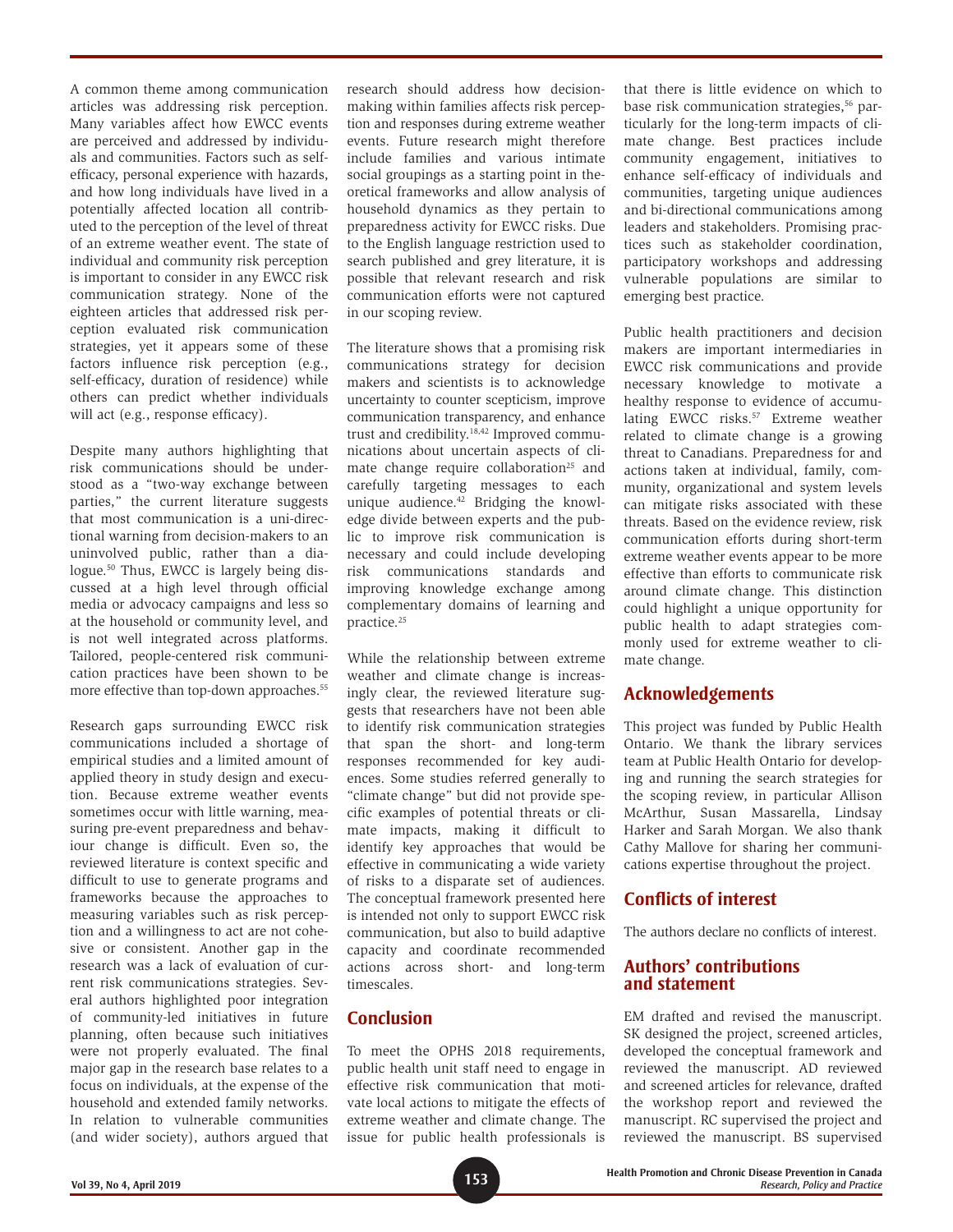A common theme among communication articles was addressing risk perception. Many variables affect how EWCC events are perceived and addressed by individuals and communities. Factors such as self-efficacy, personal experience with hazards, and how long individuals have lived in a potentially affected location all contributed to the perception of the level of threat of an extreme weather event. The state of individual and community risk perception is important to consider in any EWCC risk communication strategy. None of the eighteen articles that addressed risk perception evaluated risk communication strategies, yet it appears some of these factors influence risk perception (e.g., self-efficacy, duration of residence) while others can predict whether individuals will act (e.g., response efficacy).

Despite many authors highlighting that risk communications should be understood as a "two-way exchange between parties," the current literature suggests that most communication is a uni-directional warning from decision-makers to an uninvolved public, rather than a dialogue.[50] Thus, EWCC is largely being discussed at a high level through official media or advocacy campaigns and less so at the household or community level, and is not well integrated across platforms. Tailored, people-centered risk communication practices have been shown to be more effective than top-down approaches.[55]

Research gaps surrounding EWCC risk communications included a shortage of empirical studies and a limited amount of applied theory in study design and execution. Because extreme weather events sometimes occur with little warning, measuring pre-event preparedness and behaviour change is difficult. Even so, the reviewed literature is context specific and difficult to use to generate programs and frameworks because the approaches to measuring variables such as risk perception and a willingness to act are not cohesive or consistent. Another gap in the research was a lack of evaluation of current risk communications strategies. Several authors highlighted poor integration of community-led initiatives in future planning, often because such initiatives were not properly evaluated. The final major gap in the research base relates to a focus on individuals, at the expense of the household and extended family networks. In relation to vulnerable communities (and wider society), authors argued that research should address how decision-making within families affects risk perception and responses during extreme weather events. Future research might therefore include families and various intimate social groupings as a starting point in theoretical frameworks and allow analysis of household dynamics as they pertain to preparedness activity for EWCC risks. Due to the English language restriction used to search published and grey literature, it is possible that relevant research and risk communication efforts were not captured in our scoping review.

The literature shows that a promising risk communications strategy for decision makers and scientists is to acknowledge uncertainty to counter scepticism, improve communication transparency, and enhance trust and credibility.[18,42] Improved communications about uncertain aspects of climate change require collaboration[25] and carefully targeting messages to each unique audience.[42] Bridging the knowledge divide between experts and the public to improve risk communication is necessary and could include developing risk communications standards and improving knowledge exchange among complementary domains of learning and practice.[25]

While the relationship between extreme weather and climate change is increasingly clear, the reviewed literature suggests that researchers have not been able to identify risk communication strategies that span the short- and long-term responses recommended for key audiences. Some studies referred generally to "climate change" but did not provide specific examples of potential threats or climate impacts, making it difficult to identify key approaches that would be effective in communicating a wide variety of risks to a disparate set of audiences. The conceptual framework presented here is intended not only to support EWCC risk communication, but also to build adaptive capacity and coordinate recommended actions across short- and long-term timescales.

## Conclusion

To meet the OPHS 2018 requirements, public health unit staff need to engage in effective risk communication that motivate local actions to mitigate the effects of extreme weather and climate change. The issue for public health professionals is that there is little evidence on which to base risk communication strategies,[56] particularly for the long-term impacts of climate change. Best practices include community engagement, initiatives to enhance self-efficacy of individuals and communities, targeting unique audiences and bi-directional communications among leaders and stakeholders. Promising practices such as stakeholder coordination, participatory workshops and addressing vulnerable populations are similar to emerging best practice.

Public health practitioners and decision makers are important intermediaries in EWCC risk communications and provide necessary knowledge to motivate a healthy response to evidence of accumulating EWCC risks.[57] Extreme weather related to climate change is a growing threat to Canadians. Preparedness for and actions taken at individual, family, community, organizational and system levels can mitigate risks associated with these threats. Based on the evidence review, risk communication efforts during short-term extreme weather events appear to be more effective than efforts to communicate risk around climate change. This distinction could highlight a unique opportunity for public health to adapt strategies commonly used for extreme weather to climate change.

## Acknowledgements

This project was funded by Public Health Ontario. We thank the library services team at Public Health Ontario for developing and running the search strategies for the scoping review, in particular Allison McArthur, Susan Massarella, Lindsay Harker and Sarah Morgan. We also thank Cathy Mallove for sharing her communications expertise throughout the project.

## Conflicts of interest

The authors declare no conflicts of interest.

## Authors' contributions and statement

EM drafted and revised the manuscript. SK designed the project, screened articles, developed the conceptual framework and reviewed the manuscript. AD reviewed and screened articles for relevance, drafted the workshop report and reviewed the manuscript. RC supervised the project and reviewed the manuscript. BS supervised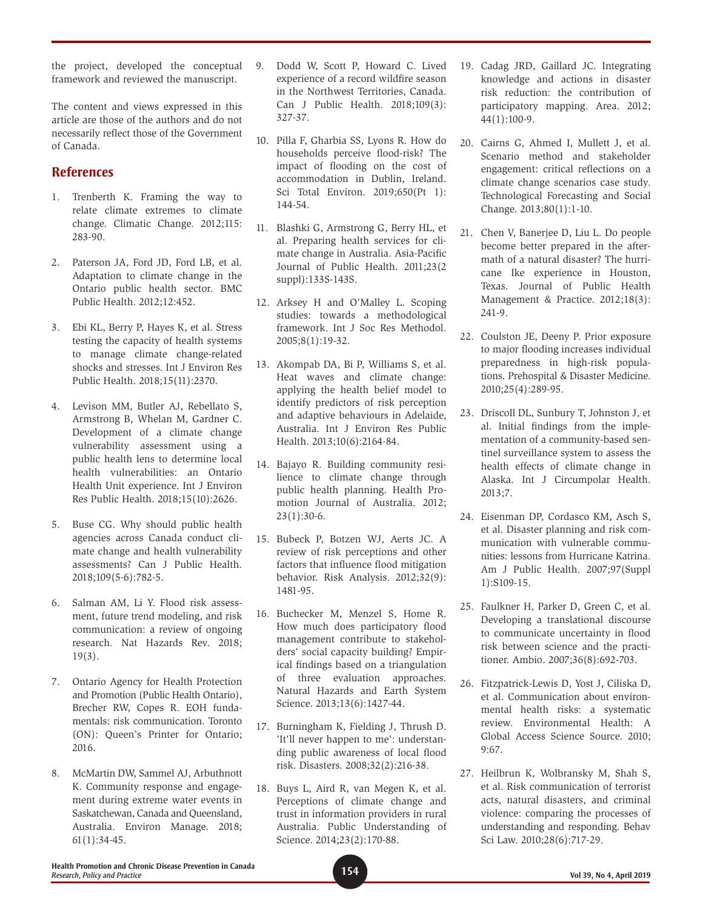the project, developed the conceptual framework and reviewed the manuscript.

The content and views expressed in this article are those of the authors and do not necessarily reflect those of the Government of Canada.

## References

1. Trenberth K. Framing the way to relate climate extremes to climate change. Climatic Change. 2012;115: 283-90.
2. Paterson JA, Ford JD, Ford LB, et al. Adaptation to climate change in the Ontario public health sector. BMC Public Health. 2012;12:452.
3. Ebi KL, Berry P, Hayes K, et al. Stress testing the capacity of health systems to manage climate change-related shocks and stresses. Int J Environ Res Public Health. 2018;15(11):2370.
4. Levison MM, Butler AJ, Rebellato S, Armstrong B, Whelan M, Gardner C. Development of a climate change vulnerability assessment using a public health lens to determine local health vulnerabilities: an Ontario Health Unit experience. Int J Environ Res Public Health. 2018;15(10):2626.
5. Buse CG. Why should public health agencies across Canada conduct climate change and health vulnerability assessments? Can J Public Health. 2018;109(5-6):782-5.
6. Salman AM, Li Y. Flood risk assessment, future trend modeling, and risk communication: a review of ongoing research. Nat Hazards Rev. 2018; 19(3).
7. Ontario Agency for Health Protection and Promotion (Public Health Ontario), Brecher RW, Copes R. EOH fundamentals: risk communication. Toronto (ON): Queen's Printer for Ontario; 2016.
8. McMartin DW, Sammel AJ, Arbuthnott K. Community response and engagement during extreme water events in Saskatchewan, Canada and Queensland, Australia. Environ Manage. 2018; 61(1):34-45.
9. Dodd W, Scott P, Howard C. Lived experience of a record wildfire season in the Northwest Territories, Canada. Can J Public Health. 2018;109(3): 327-37.
10. Pilla F, Gharbia SS, Lyons R. How do households perceive flood-risk? The impact of flooding on the cost of accommodation in Dublin, Ireland. Sci Total Environ. 2019;650(Pt 1): 144-54.
11. Blashki G, Armstrong G, Berry HL, et al. Preparing health services for climate change in Australia. Asia-Pacific Journal of Public Health. 2011;23(2 suppl):133S-143S.
12. Arksey H and O'Malley L. Scoping studies: towards a methodological framework. Int J Soc Res Methodol. 2005;8(1):19-32.
13. Akompab DA, Bi P, Williams S, et al. Heat waves and climate change: applying the health belief model to identify predictors of risk perception and adaptive behaviours in Adelaide, Australia. Int J Environ Res Public Health. 2013;10(6):2164-84.
14. Bajayo R. Building community resilience to climate change through public health planning. Health Promotion Journal of Australia. 2012; 23(1):30-6.
15. Bubeck P, Botzen WJ, Aerts JC. A review of risk perceptions and other factors that influence flood mitigation behavior. Risk Analysis. 2012;32(9): 1481-95.
16. Buchecker M, Menzel S, Home R. How much does participatory flood management contribute to stakeholders' social capacity building? Empirical findings based on a triangulation of three evaluation approaches. Natural Hazards and Earth System Science. 2013;13(6):1427-44.
17. Burningham K, Fielding J, Thrush D. 'It'll never happen to me': understanding public awareness of local flood risk. Disasters. 2008;32(2):216-38.
18. Buys L, Aird R, van Megen K, et al. Perceptions of climate change and trust in information providers in rural Australia. Public Understanding of Science. 2014;23(2):170-88.
19. Cadag JRD, Gaillard JC. Integrating knowledge and actions in disaster risk reduction: the contribution of participatory mapping. Area. 2012; 44(1):100-9.
20. Cairns G, Ahmed I, Mullett J, et al. Scenario method and stakeholder engagement: critical reflections on a climate change scenarios case study. Technological Forecasting and Social Change. 2013;80(1):1-10.
21. Chen V, Banerjee D, Liu L. Do people become better prepared in the aftermath of a natural disaster? The hurricane Ike experience in Houston, Texas. Journal of Public Health Management & Practice. 2012;18(3): 241-9.
22. Coulston JE, Deeny P. Prior exposure to major flooding increases individual preparedness in high-risk populations. Prehospital & Disaster Medicine. 2010;25(4):289-95.
23. Driscoll DL, Sunbury T, Johnston J, et al. Initial findings from the implementation of a community-based sentinel surveillance system to assess the health effects of climate change in Alaska. Int J Circumpolar Health. 2013;7.
24. Eisenman DP, Cordasco KM, Asch S, et al. Disaster planning and risk communication with vulnerable communities: lessons from Hurricane Katrina. Am J Public Health. 2007;97(Suppl 1):S109-15.
25. Faulkner H, Parker D, Green C, et al. Developing a translational discourse to communicate uncertainty in flood risk between science and the practitioner. Ambio. 2007;36(8):692-703.
26. Fitzpatrick-Lewis D, Yost J, Ciliska D, et al. Communication about environmental health risks: a systematic review. Environmental Health: A Global Access Science Source. 2010; 9:67.
27. Heilbrun K, Wolbransky M, Shah S, et al. Risk communication of terrorist acts, natural disasters, and criminal violence: comparing the processes of understanding and responding. Behav Sci Law. 2010;28(6):717-29.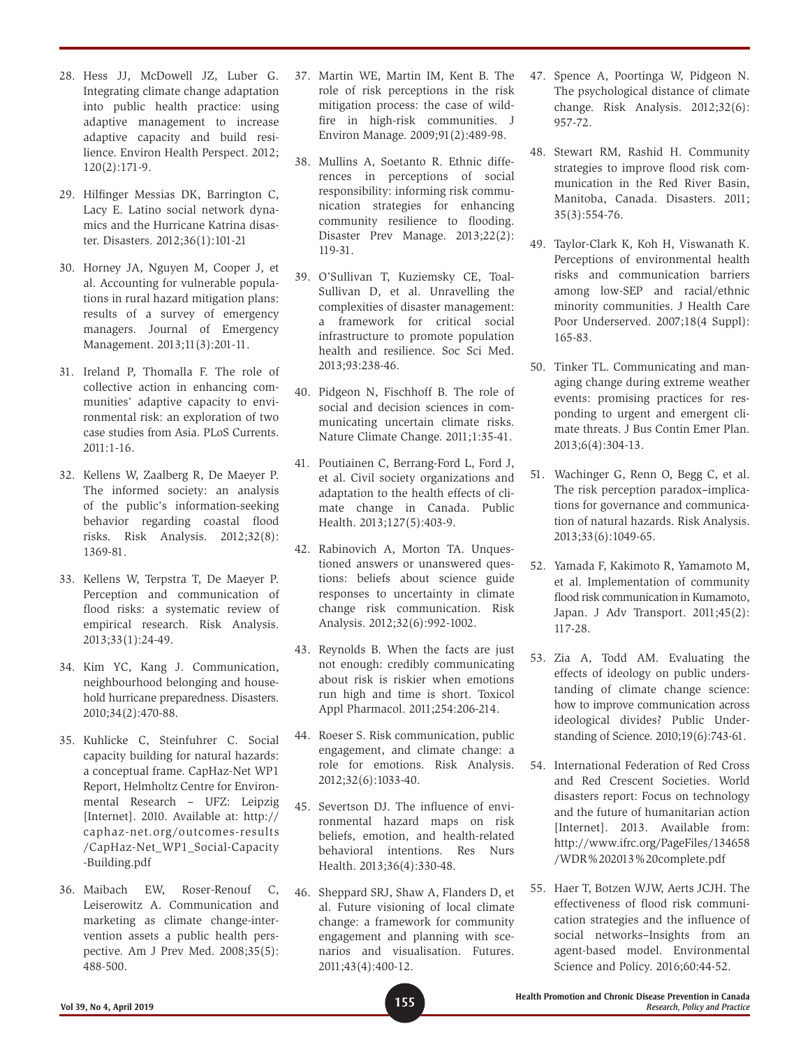28. Hess JJ, McDowell JZ, Luber G. Integrating climate change adaptation into public health practice: using adaptive management to increase adaptive capacity and build resilience. Environ Health Perspect. 2012; 120(2):171-9.

29. Hilfinger Messias DK, Barrington C, Lacy E. Latino social network dynamics and the Hurricane Katrina disaster. Disasters. 2012;36(1):101-21

30. Horney JA, Nguyen M, Cooper J, et al. Accounting for vulnerable populations in rural hazard mitigation plans: results of a survey of emergency managers. Journal of Emergency Management. 2013;11(3):201-11.

31. Ireland P, Thomalla F. The role of collective action in enhancing communities' adaptive capacity to environmental risk: an exploration of two case studies from Asia. PLoS Currents. 2011:1-16.

32. Kellens W, Zaalberg R, De Maeyer P. The informed society: an analysis of the public's information-seeking behavior regarding coastal flood risks. Risk Analysis. 2012;32(8): 1369-81.

33. Kellens W, Terpstra T, De Maeyer P. Perception and communication of flood risks: a systematic review of empirical research. Risk Analysis. 2013;33(1):24-49.

34. Kim YC, Kang J. Communication, neighbourhood belonging and household hurricane preparedness. Disasters. 2010;34(2):470-88.

35. Kuhlicke C, Steinfuhrer C. Social capacity building for natural hazards: a conceptual frame. CapHaz-Net WP1 Report, Helmholtz Centre for Environmental Research – UFZ: Leipzig [Internet]. 2010. Available at: http://caphaz-net.org/outcomes-results/CapHaz-Net_WP1_Social-Capacity-Building.pdf

36. Maibach EW, Roser-Renouf C, Leiserowitz A. Communication and marketing as climate change-intervention assets a public health perspective. Am J Prev Med. 2008;35(5): 488-500.

37. Martin WE, Martin IM, Kent B. The role of risk perceptions in the risk mitigation process: the case of wildfire in high-risk communities. J Environ Manage. 2009;91(2):489-98.

38. Mullins A, Soetanto R. Ethnic differences in perceptions of social responsibility: informing risk communication strategies for enhancing community resilience to flooding. Disaster Prev Manage. 2013;22(2): 119-31.

39. O'Sullivan T, Kuziemsky CE, Toal-Sullivan D, et al. Unravelling the complexities of disaster management: a framework for critical social infrastructure to promote population health and resilience. Soc Sci Med. 2013;93:238-46.

40. Pidgeon N, Fischhoff B. The role of social and decision sciences in communicating uncertain climate risks. Nature Climate Change. 2011;1:35-41.

41. Poutiainen C, Berrang-Ford L, Ford J, et al. Civil society organizations and adaptation to the health effects of climate change in Canada. Public Health. 2013;127(5):403-9.

42. Rabinovich A, Morton TA. Unquestioned answers or unanswered questions: beliefs about science guide responses to uncertainty in climate change risk communication. Risk Analysis. 2012;32(6):992-1002.

43. Reynolds B. When the facts are just not enough: credibly communicating about risk is riskier when emotions run high and time is short. Toxicol Appl Pharmacol. 2011;254:206-214.

44. Roeser S. Risk communication, public engagement, and climate change: a role for emotions. Risk Analysis. 2012;32(6):1033-40.

45. Severtson DJ. The influence of environmental hazard maps on risk beliefs, emotion, and health-related behavioral intentions. Res Nurs Health. 2013;36(4):330-48.

46. Sheppard SRJ, Shaw A, Flanders D, et al. Future visioning of local climate change: a framework for community engagement and planning with scenarios and visualisation. Futures. 2011;43(4):400-12.

47. Spence A, Poortinga W, Pidgeon N. The psychological distance of climate change. Risk Analysis. 2012;32(6): 957-72.

48. Stewart RM, Rashid H. Community strategies to improve flood risk communication in the Red River Basin, Manitoba, Canada. Disasters. 2011; 35(3):554-76.

49. Taylor-Clark K, Koh H, Viswanath K. Perceptions of environmental health risks and communication barriers among low-SEP and racial/ethnic minority communities. J Health Care Poor Underserved. 2007;18(4 Suppl): 165-83.

50. Tinker TL. Communicating and managing change during extreme weather events: promising practices for responding to urgent and emergent climate threats. J Bus Contin Emer Plan. 2013;6(4):304-13.

51. Wachinger G, Renn O, Begg C, et al. The risk perception paradox–implications for governance and communication of natural hazards. Risk Analysis. 2013;33(6):1049-65.

52. Yamada F, Kakimoto R, Yamamoto M, et al. Implementation of community flood risk communication in Kumamoto, Japan. J Adv Transport. 2011;45(2): 117-28.

53. Zia A, Todd AM. Evaluating the effects of ideology on public understanding of climate change science: how to improve communication across ideological divides? Public Understanding of Science. 2010;19(6):743-61.

54. International Federation of Red Cross and Red Crescent Societies. World disasters report: Focus on technology and the future of humanitarian action [Internet]. 2013. Available from: http://www.ifrc.org/PageFiles/134658/WDR%202013%20complete.pdf

55. Haer T, Botzen WJW, Aerts JCJH. The effectiveness of flood risk communication strategies and the influence of social networks–Insights from an agent-based model. Environmental Science and Policy. 2016;60:44-52.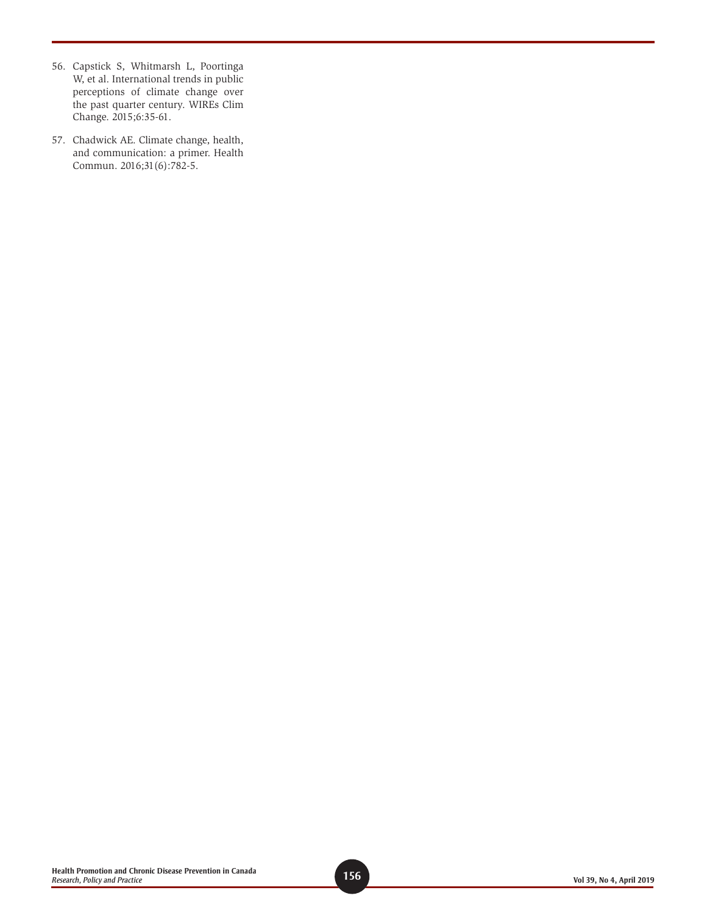56. Capstick S, Whitmarsh L, Poortinga W, et al. International trends in public perceptions of climate change over the past quarter century. WIREs Clim Change. 2015;6:35-61.

57. Chadwick AE. Climate change, health, and communication: a primer. Health Commun. 2016;31(6):782-5.